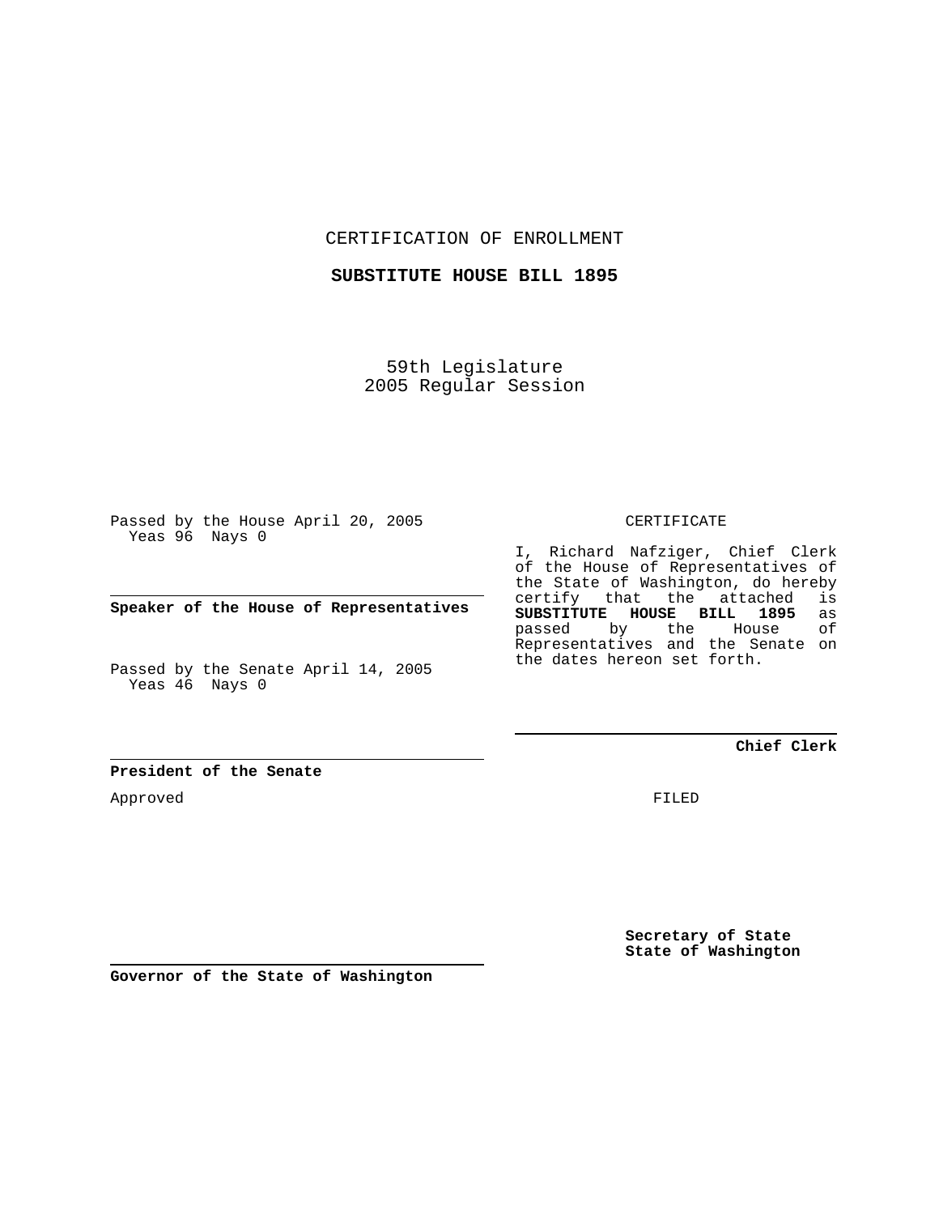CERTIFICATION OF ENROLLMENT

**SUBSTITUTE HOUSE BILL 1895**

59th Legislature
2005 Regular Session

Passed by the House April 20, 2005
Yeas 96 Nays 0

**Speaker of the House of Representatives**

Passed by the Senate April 14, 2005
Yeas 46 Nays 0

**President of the Senate**

Approved

**Governor of the State of Washington**

CERTIFICATE

I, Richard Nafziger, Chief Clerk of the House of Representatives of the State of Washington, do hereby certify that the attached is **SUBSTITUTE HOUSE BILL 1895** as passed by the House of Representatives and the Senate on the dates hereon set forth.

**Chief Clerk**

FILED

**Secretary of State**
**State of Washington**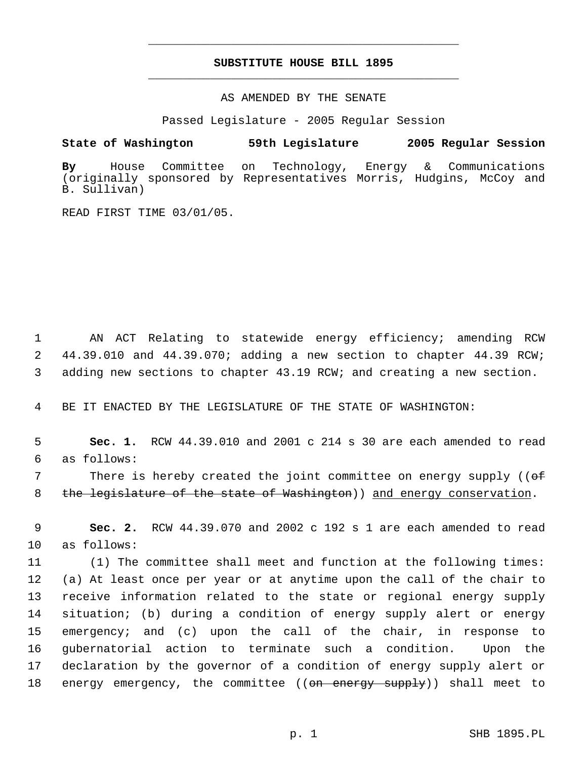# SUBSTITUTE HOUSE BILL 1895

AS AMENDED BY THE SENATE

Passed Legislature - 2005 Regular Session

**State of Washington 59th Legislature 2005 Regular Session**

**By** House Committee on Technology, Energy & Communications (originally sponsored by Representatives Morris, Hudgins, McCoy and B. Sullivan)

READ FIRST TIME 03/01/05.

1 AN ACT Relating to statewide energy efficiency; amending RCW 2 44.39.010 and 44.39.070; adding a new section to chapter 44.39 RCW; 3 adding new sections to chapter 43.19 RCW; and creating a new section.

4 BE IT ENACTED BY THE LEGISLATURE OF THE STATE OF WASHINGTON:

5 **Sec. 1.** RCW 44.39.010 and 2001 c 214 s 30 are each amended to read 6 as follows:

7 There is hereby created the joint committee on energy supply ((~~of~~ 8 ~~the legislature of the state of Washington~~)) <u>and energy conservation</u>.

9 **Sec. 2.** RCW 44.39.070 and 2002 c 192 s 1 are each amended to read 10 as follows:

11 (1) The committee shall meet and function at the following times: 12 (a) At least once per year or at anytime upon the call of the chair to 13 receive information related to the state or regional energy supply 14 situation; (b) during a condition of energy supply alert or energy 15 emergency; and (c) upon the call of the chair, in response to 16 gubernatorial action to terminate such a condition. Upon the 17 declaration by the governor of a condition of energy supply alert or 18 energy emergency, the committee ((~~on energy supply~~)) shall meet to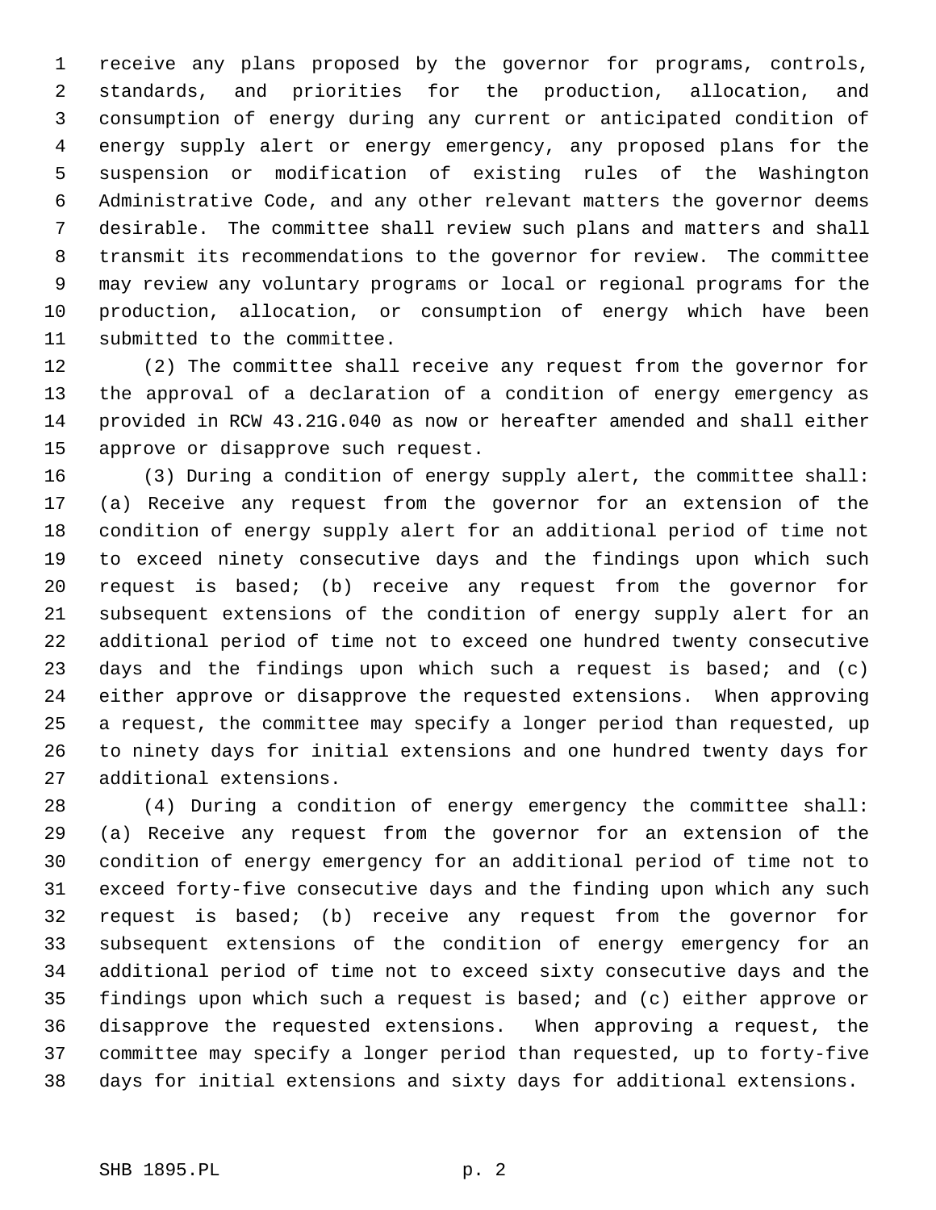receive any plans proposed by the governor for programs, controls, standards, and priorities for the production, allocation, and consumption of energy during any current or anticipated condition of energy supply alert or energy emergency, any proposed plans for the suspension or modification of existing rules of the Washington Administrative Code, and any other relevant matters the governor deems desirable. The committee shall review such plans and matters and shall transmit its recommendations to the governor for review. The committee may review any voluntary programs or local or regional programs for the production, allocation, or consumption of energy which have been submitted to the committee.

(2) The committee shall receive any request from the governor for the approval of a declaration of a condition of energy emergency as provided in RCW 43.21G.040 as now or hereafter amended and shall either approve or disapprove such request.

(3) During a condition of energy supply alert, the committee shall: (a) Receive any request from the governor for an extension of the condition of energy supply alert for an additional period of time not to exceed ninety consecutive days and the findings upon which such request is based; (b) receive any request from the governor for subsequent extensions of the condition of energy supply alert for an additional period of time not to exceed one hundred twenty consecutive days and the findings upon which such a request is based; and (c) either approve or disapprove the requested extensions. When approving a request, the committee may specify a longer period than requested, up to ninety days for initial extensions and one hundred twenty days for additional extensions.

(4) During a condition of energy emergency the committee shall: (a) Receive any request from the governor for an extension of the condition of energy emergency for an additional period of time not to exceed forty-five consecutive days and the finding upon which any such request is based; (b) receive any request from the governor for subsequent extensions of the condition of energy emergency for an additional period of time not to exceed sixty consecutive days and the findings upon which such a request is based; and (c) either approve or disapprove the requested extensions. When approving a request, the committee may specify a longer period than requested, up to forty-five days for initial extensions and sixty days for additional extensions.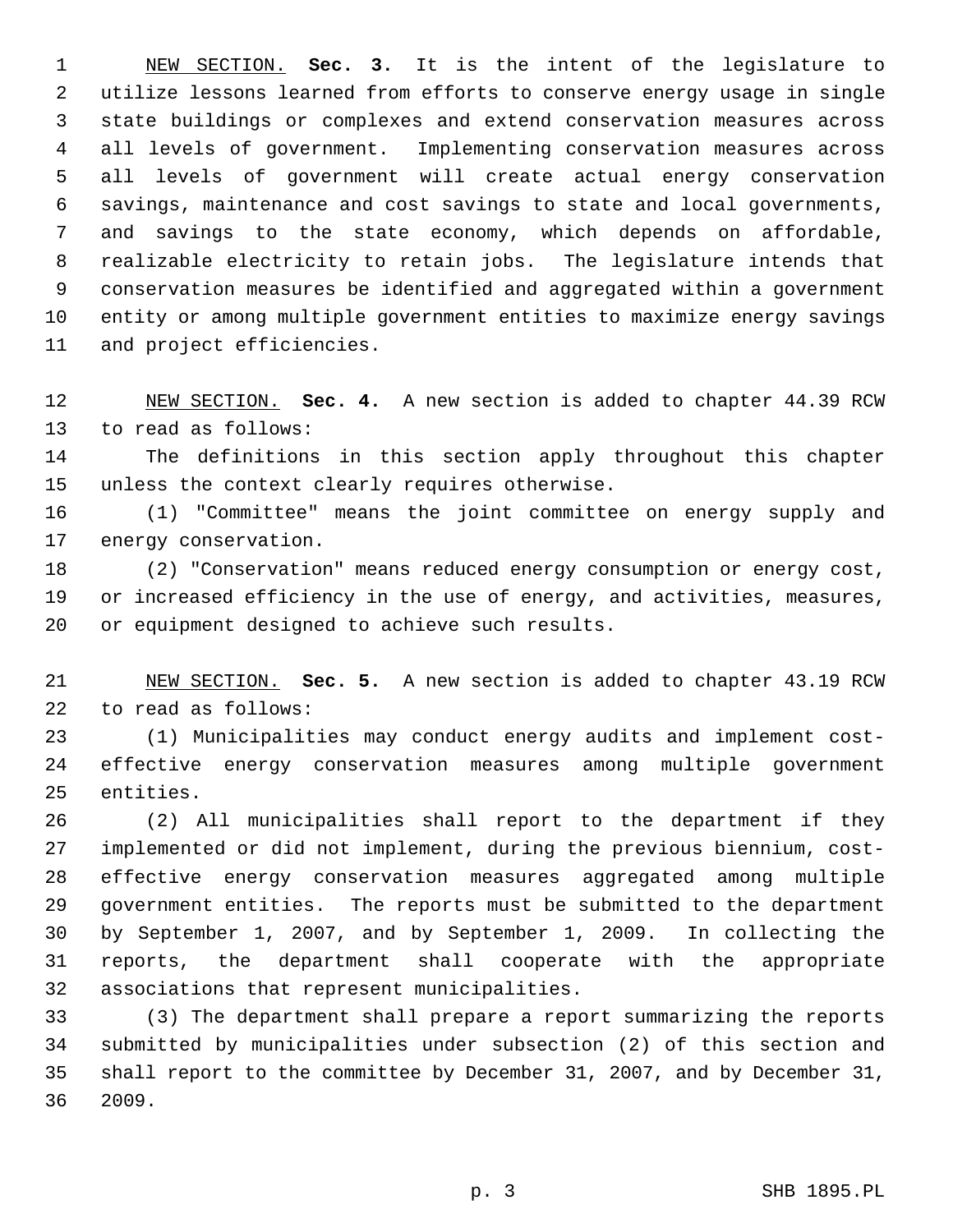NEW SECTION. **Sec. 3.** It is the intent of the legislature to utilize lessons learned from efforts to conserve energy usage in single state buildings or complexes and extend conservation measures across all levels of government. Implementing conservation measures across all levels of government will create actual energy conservation savings, maintenance and cost savings to state and local governments, and savings to the state economy, which depends on affordable, realizable electricity to retain jobs. The legislature intends that conservation measures be identified and aggregated within a government entity or among multiple government entities to maximize energy savings and project efficiencies.

NEW SECTION. **Sec. 4.** A new section is added to chapter 44.39 RCW to read as follows:

The definitions in this section apply throughout this chapter unless the context clearly requires otherwise.

(1) "Committee" means the joint committee on energy supply and energy conservation.

(2) "Conservation" means reduced energy consumption or energy cost, or increased efficiency in the use of energy, and activities, measures, or equipment designed to achieve such results.

NEW SECTION. **Sec. 5.** A new section is added to chapter 43.19 RCW to read as follows:

(1) Municipalities may conduct energy audits and implement cost-effective energy conservation measures among multiple government entities.

(2) All municipalities shall report to the department if they implemented or did not implement, during the previous biennium, cost-effective energy conservation measures aggregated among multiple government entities. The reports must be submitted to the department by September 1, 2007, and by September 1, 2009. In collecting the reports, the department shall cooperate with the appropriate associations that represent municipalities.

(3) The department shall prepare a report summarizing the reports submitted by municipalities under subsection (2) of this section and shall report to the committee by December 31, 2007, and by December 31, 2009.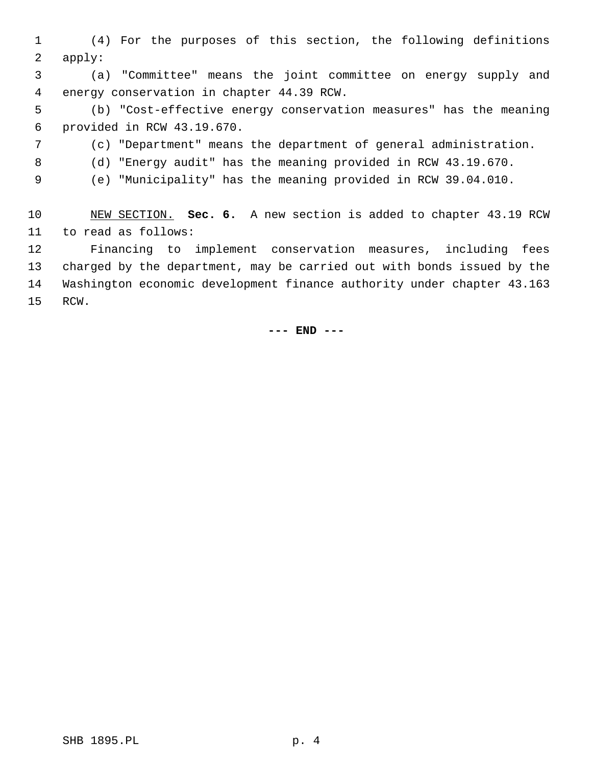(4) For the purposes of this section, the following definitions apply:

(a) "Committee" means the joint committee on energy supply and energy conservation in chapter 44.39 RCW.

(b) "Cost-effective energy conservation measures" has the meaning provided in RCW 43.19.670.

(c) "Department" means the department of general administration.

(d) "Energy audit" has the meaning provided in RCW 43.19.670.

(e) "Municipality" has the meaning provided in RCW 39.04.010.

NEW SECTION. **Sec. 6.** A new section is added to chapter 43.19 RCW to read as follows:

Financing to implement conservation measures, including fees charged by the department, may be carried out with bonds issued by the Washington economic development finance authority under chapter 43.163 RCW.

**--- END ---**